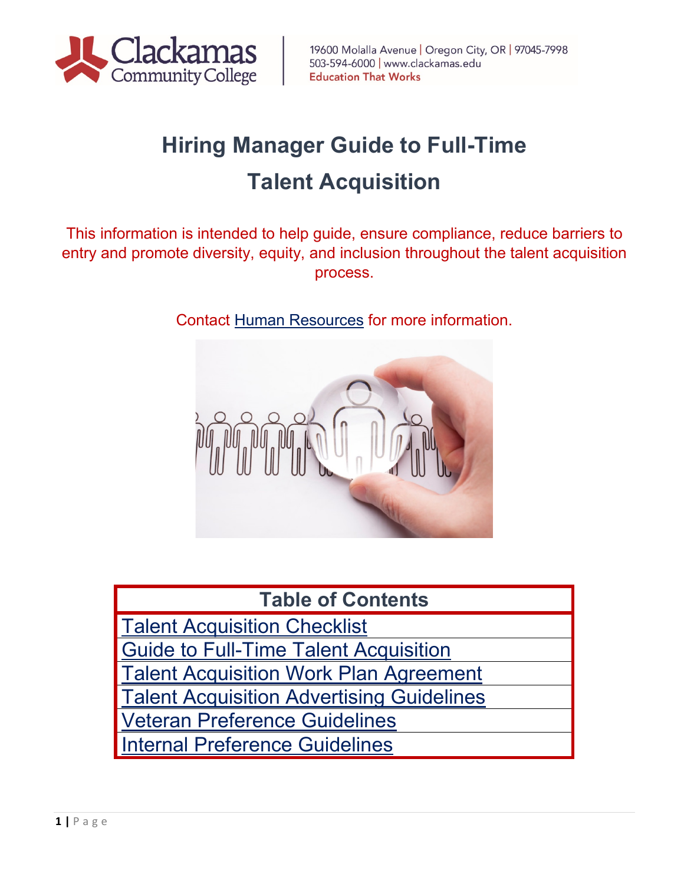Clackamas Community College

19600 Molalla Avenue | Oregon City, OR | 97045-7998
503-594-6000 | www.clackamas.edu
Education That Works

# Hiring Manager Guide to Full-Time Talent Acquisition

This information is intended to help guide, ensure compliance, reduce barriers to entry and promote diversity, equity, and inclusion throughout the talent acquisition process.

Contact Human Resources for more information.

| Table of Contents |
| --- |
| Talent Acquisition Checklist |
| Guide to Full-Time Talent Acquisition |
| Talent Acquisition Work Plan Agreement |
| Talent Acquisition Advertising Guidelines |
| Veteran Preference Guidelines |
| Internal Preference Guidelines |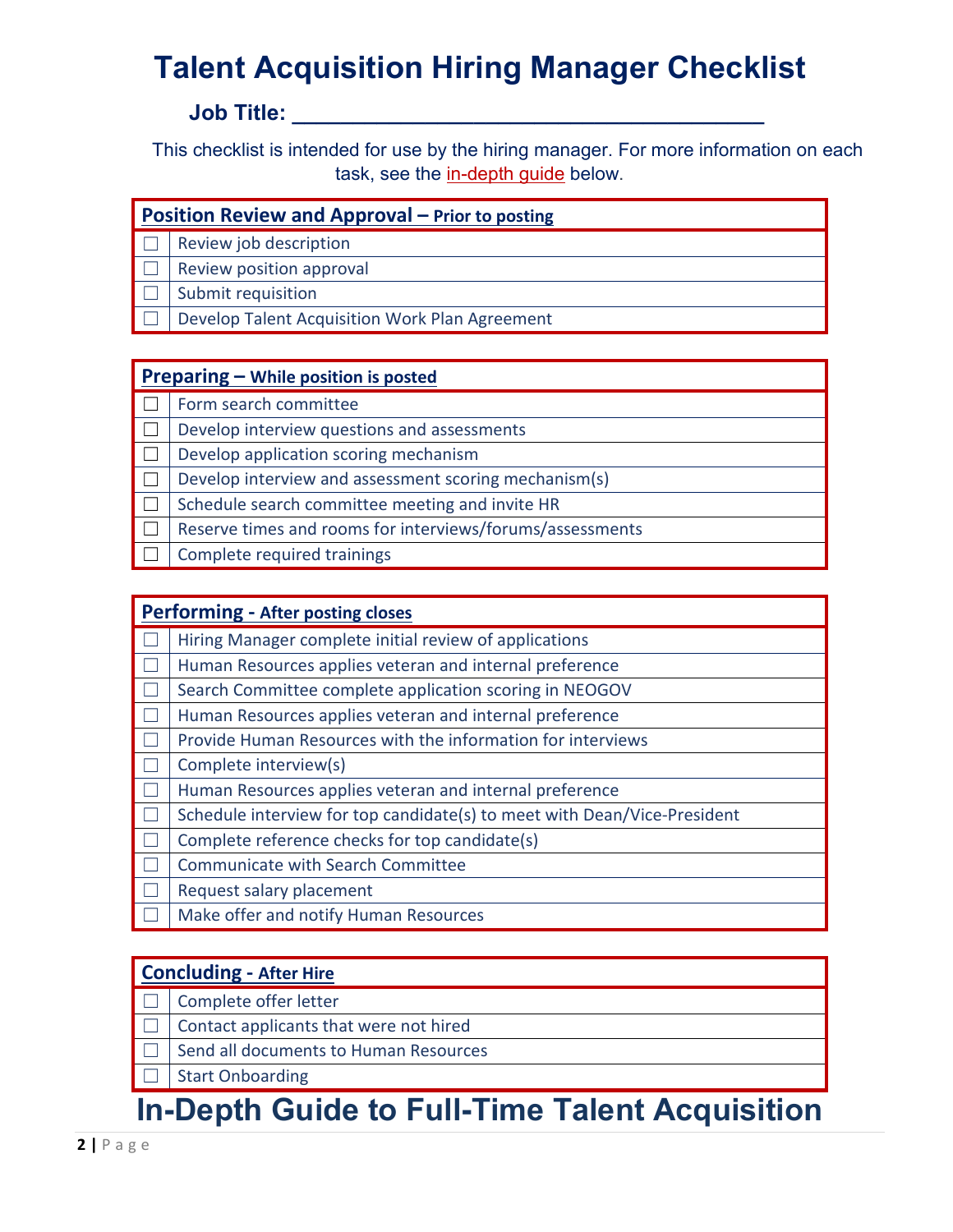# Talent Acquisition Hiring Manager Checklist

**Job Title: ______________________________________**

This checklist is intended for use by the hiring manager. For more information on each task, see the in-depth guide below.

| **Position Review and Approval – Prior to posting** | |
|---|---|
| ☐ | Review job description |
| ☐ | Review position approval |
| ☐ | Submit requisition |
| ☐ | Develop Talent Acquisition Work Plan Agreement |

| **Preparing – While position is posted** | |
|---|---|
| ☐ | Form search committee |
| ☐ | Develop interview questions and assessments |
| ☐ | Develop application scoring mechanism |
| ☐ | Develop interview and assessment scoring mechanism(s) |
| ☐ | Schedule search committee meeting and invite HR |
| ☐ | Reserve times and rooms for interviews/forums/assessments |
| ☐ | Complete required trainings |

| **Performing - After posting closes** | |
|---|---|
| ☐ | Hiring Manager complete initial review of applications |
| ☐ | Human Resources applies veteran and internal preference |
| ☐ | Search Committee complete application scoring in NEOGOV |
| ☐ | Human Resources applies veteran and internal preference |
| ☐ | Provide Human Resources with the information for interviews |
| ☐ | Complete interview(s) |
| ☐ | Human Resources applies veteran and internal preference |
| ☐ | Schedule interview for top candidate(s) to meet with Dean/Vice-President |
| ☐ | Complete reference checks for top candidate(s) |
| ☐ | Communicate with Search Committee |
| ☐ | Request salary placement |
| ☐ | Make offer and notify Human Resources |

| **Concluding - After Hire** | |
|---|---|
| ☐ | Complete offer letter |
| ☐ | Contact applicants that were not hired |
| ☐ | Send all documents to Human Resources |
| ☐ | Start Onboarding |

# In-Depth Guide to Full-Time Talent Acquisition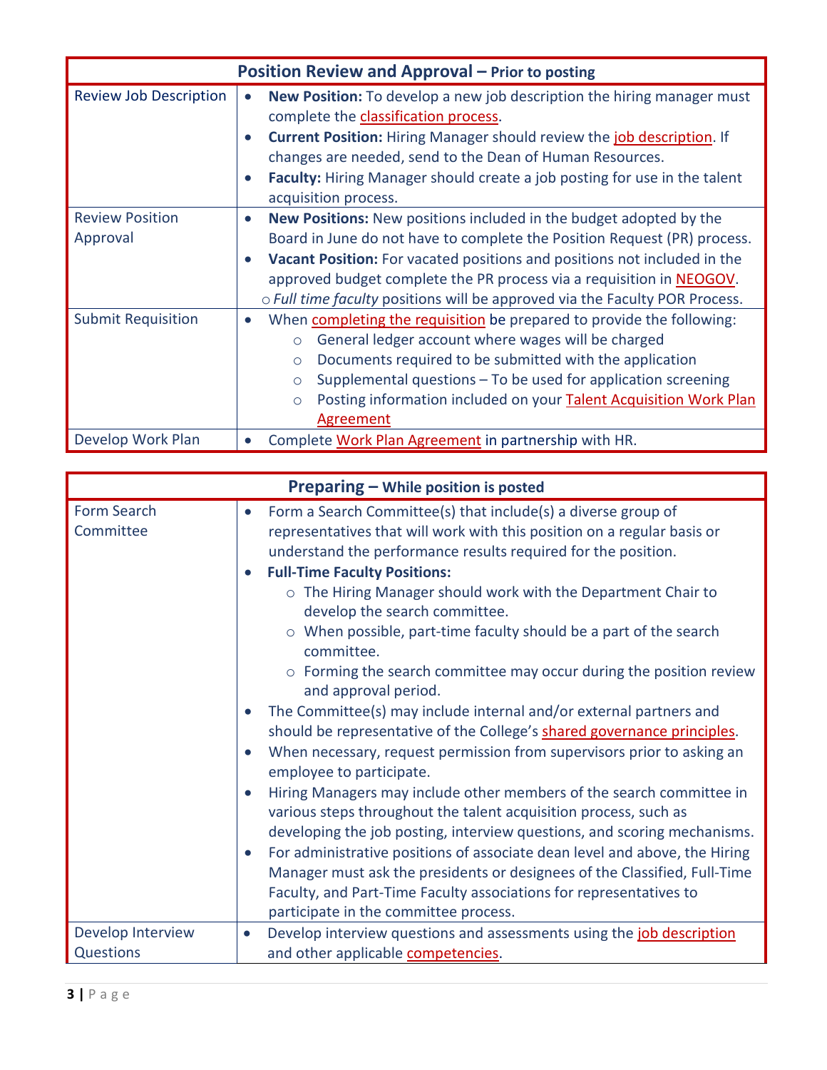| Position Review and Approval – Prior to posting | |
|---|---|
| Review Job Description | • **New Position:** To develop a new job description the hiring manager must complete the classification process.<br>• **Current Position:** Hiring Manager should review the job description. If changes are needed, send to the Dean of Human Resources.<br>• **Faculty:** Hiring Manager should create a job posting for use in the talent acquisition process. |
| Review Position Approval | • **New Positions:** New positions included in the budget adopted by the Board in June do not have to complete the Position Request (PR) process.<br>• **Vacant Position:** For vacated positions and positions not included in the approved budget complete the PR process via a requisition in NEOGOV.<br>○ *Full time faculty* positions will be approved via the Faculty POR Process. |
| Submit Requisition | • When completing the requisition be prepared to provide the following:<br>○ General ledger account where wages will be charged<br>○ Documents required to be submitted with the application<br>○ Supplemental questions – To be used for application screening<br>○ Posting information included on your Talent Acquisition Work Plan Agreement |
| Develop Work Plan | • Complete Work Plan Agreement in partnership with HR. |

| Preparing – While position is posted | |
|---|---|
| Form Search Committee | • Form a Search Committee(s) that include(s) a diverse group of representatives that will work with this position on a regular basis or understand the performance results required for the position.<br>• **Full-Time Faculty Positions:**<br>○ The Hiring Manager should work with the Department Chair to develop the search committee.<br>○ When possible, part-time faculty should be a part of the search committee.<br>○ Forming the search committee may occur during the position review and approval period.<br>• The Committee(s) may include internal and/or external partners and should be representative of the College's shared governance principles.<br>• When necessary, request permission from supervisors prior to asking an employee to participate.<br>• Hiring Managers may include other members of the search committee in various steps throughout the talent acquisition process, such as developing the job posting, interview questions, and scoring mechanisms.<br>• For administrative positions of associate dean level and above, the Hiring Manager must ask the presidents or designees of the Classified, Full-Time Faculty, and Part-Time Faculty associations for representatives to participate in the committee process. |
| Develop Interview Questions | • Develop interview questions and assessments using the job description and other applicable competencies. |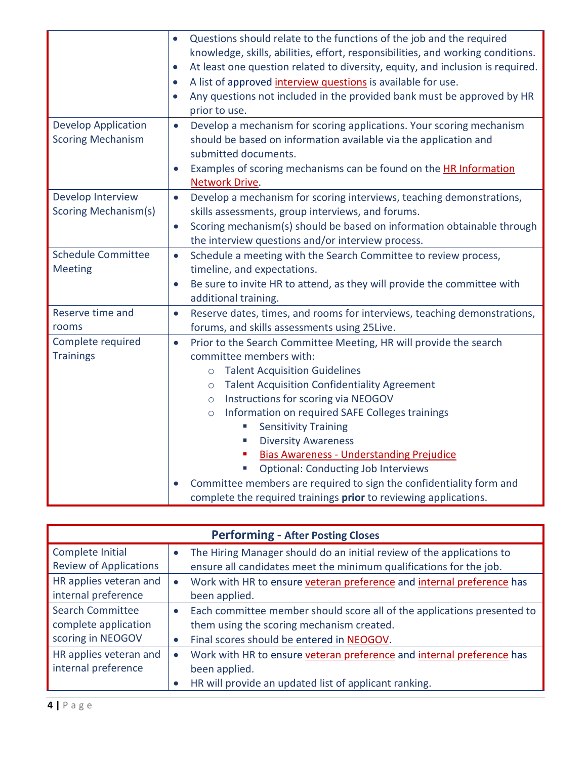| | |
|---|---|
| | • Questions should relate to the functions of the job and the required knowledge, skills, abilities, effort, responsibilities, and working conditions.<br>• At least one question related to diversity, equity, and inclusion is required.<br>• A list of approved interview questions is available for use.<br>• Any questions not included in the provided bank must be approved by HR prior to use. |
| Develop Application Scoring Mechanism | • Develop a mechanism for scoring applications. Your scoring mechanism should be based on information available via the application and submitted documents.<br>• Examples of scoring mechanisms can be found on the HR Information Network Drive. |
| Develop Interview Scoring Mechanism(s) | • Develop a mechanism for scoring interviews, teaching demonstrations, skills assessments, group interviews, and forums.<br>• Scoring mechanism(s) should be based on information obtainable through the interview questions and/or interview process. |
| Schedule Committee Meeting | • Schedule a meeting with the Search Committee to review process, timeline, and expectations.<br>• Be sure to invite HR to attend, as they will provide the committee with additional training. |
| Reserve time and rooms | • Reserve dates, times, and rooms for interviews, teaching demonstrations, forums, and skills assessments using 25Live. |
| Complete required Trainings | • Prior to the Search Committee Meeting, HR will provide the search committee members with:<br>  ○ Talent Acquisition Guidelines<br>  ○ Talent Acquisition Confidentiality Agreement<br>  ○ Instructions for scoring via NEOGOV<br>  ○ Information on required SAFE Colleges trainings<br>    ▪ Sensitivity Training<br>    ▪ Diversity Awareness<br>    ▪ Bias Awareness - Understanding Prejudice<br>    ▪ Optional: Conducting Job Interviews<br>• Committee members are required to sign the confidentiality form and complete the required trainings **prior** to reviewing applications. |

| **Performing - After Posting Closes** | |
|---|---|
| Complete Initial Review of Applications | • The Hiring Manager should do an initial review of the applications to ensure all candidates meet the minimum qualifications for the job. |
| HR applies veteran and internal preference | • Work with HR to ensure veteran preference and internal preference has been applied. |
| Search Committee complete application scoring in NEOGOV | • Each committee member should score all of the applications presented to them using the scoring mechanism created.<br>• Final scores should be entered in NEOGOV. |
| HR applies veteran and internal preference | • Work with HR to ensure veteran preference and internal preference has been applied.<br>• HR will provide an updated list of applicant ranking. |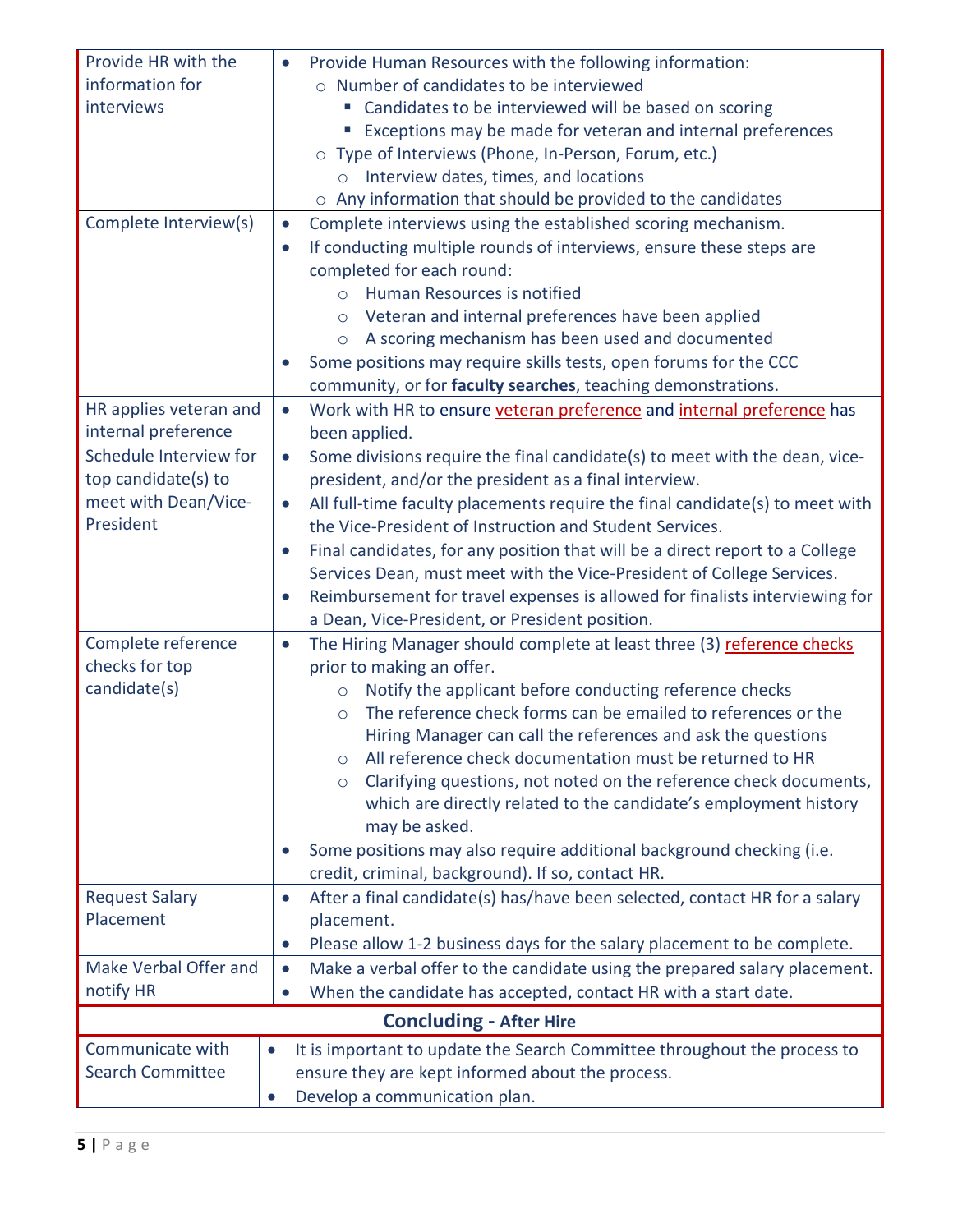| | |
|---|---|
| Provide HR with the information for interviews | • Provide Human Resources with the following information:<br>  ○ Number of candidates to be interviewed<br>    ▪ Candidates to be interviewed will be based on scoring<br>    ▪ Exceptions may be made for veteran and internal preferences<br>  ○ Type of Interviews (Phone, In-Person, Forum, etc.)<br>    ○ Interview dates, times, and locations<br>  ○ Any information that should be provided to the candidates |
| Complete Interview(s) | • Complete interviews using the established scoring mechanism.<br>• If conducting multiple rounds of interviews, ensure these steps are completed for each round:<br>  ○ Human Resources is notified<br>  ○ Veteran and internal preferences have been applied<br>  ○ A scoring mechanism has been used and documented<br>• Some positions may require skills tests, open forums for the CCC community, or for **faculty searches**, teaching demonstrations. |
| HR applies veteran and internal preference | • Work with HR to ensure veteran preference and internal preference has been applied. |
| Schedule Interview for top candidate(s) to meet with Dean/Vice-President | • Some divisions require the final candidate(s) to meet with the dean, vice-president, and/or the president as a final interview.<br>• All full-time faculty placements require the final candidate(s) to meet with the Vice-President of Instruction and Student Services.<br>• Final candidates, for any position that will be a direct report to a College Services Dean, must meet with the Vice-President of College Services.<br>• Reimbursement for travel expenses is allowed for finalists interviewing for a Dean, Vice-President, or President position. |
| Complete reference checks for top candidate(s) | • The Hiring Manager should complete at least three (3) reference checks prior to making an offer.<br>  ○ Notify the applicant before conducting reference checks<br>  ○ The reference check forms can be emailed to references or the Hiring Manager can call the references and ask the questions<br>  ○ All reference check documentation must be returned to HR<br>  ○ Clarifying questions, not noted on the reference check documents, which are directly related to the candidate's employment history may be asked.<br>• Some positions may also require additional background checking (i.e. credit, criminal, background). If so, contact HR. |
| Request Salary Placement | • After a final candidate(s) has/have been selected, contact HR for a salary placement.<br>• Please allow 1-2 business days for the salary placement to be complete. |
| Make Verbal Offer and notify HR | • Make a verbal offer to the candidate using the prepared salary placement.<br>• When the candidate has accepted, contact HR with a start date. |
| **Concluding - After Hire** | |
| Communicate with Search Committee | • It is important to update the Search Committee throughout the process to ensure they are kept informed about the process.<br>• Develop a communication plan. |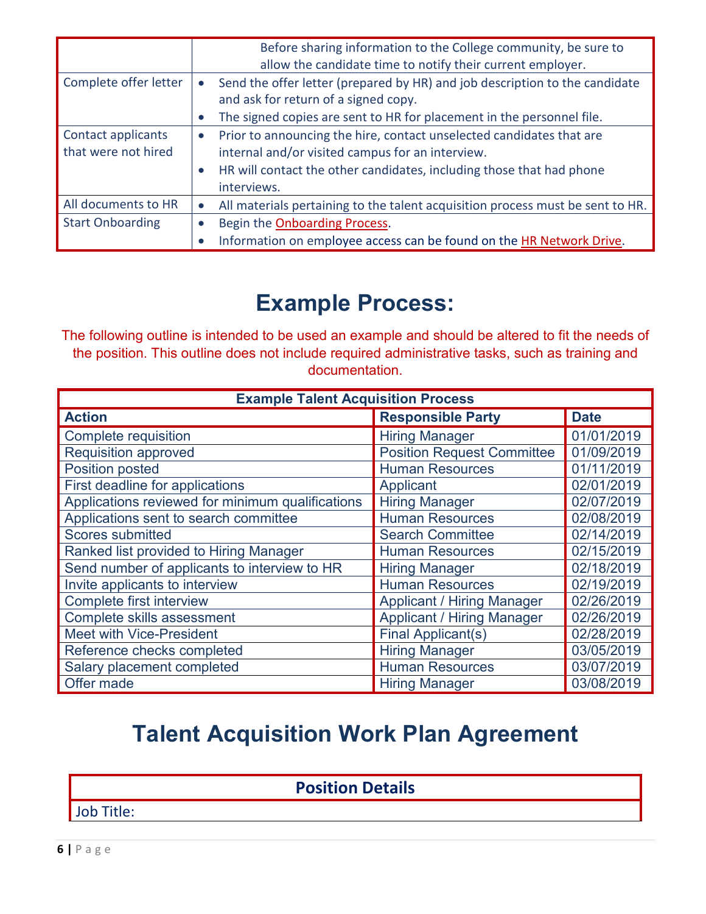| | |
|---|---|
| | Before sharing information to the College community, be sure to allow the candidate time to notify their current employer. |
| Complete offer letter | • Send the offer letter (prepared by HR) and job description to the candidate and ask for return of a signed copy.<br>• The signed copies are sent to HR for placement in the personnel file. |
| Contact applicants that were not hired | • Prior to announcing the hire, contact unselected candidates that are internal and/or visited campus for an interview.<br>• HR will contact the other candidates, including those that had phone interviews. |
| All documents to HR | • All materials pertaining to the talent acquisition process must be sent to HR. |
| Start Onboarding | • Begin the Onboarding Process.<br>• Information on employee access can be found on the HR Network Drive. |

# Example Process:

The following outline is intended to be used an example and should be altered to fit the needs of the position. This outline does not include required administrative tasks, such as training and documentation.

| Example Talent Acquisition Process | | |
|---|---|---|
| **Action** | **Responsible Party** | **Date** |
| Complete requisition | Hiring Manager | 01/01/2019 |
| Requisition approved | Position Request Committee | 01/09/2019 |
| Position posted | Human Resources | 01/11/2019 |
| First deadline for applications | Applicant | 02/01/2019 |
| Applications reviewed for minimum qualifications | Hiring Manager | 02/07/2019 |
| Applications sent to search committee | Human Resources | 02/08/2019 |
| Scores submitted | Search Committee | 02/14/2019 |
| Ranked list provided to Hiring Manager | Human Resources | 02/15/2019 |
| Send number of applicants to interview to HR | Hiring Manager | 02/18/2019 |
| Invite applicants to interview | Human Resources | 02/19/2019 |
| Complete first interview | Applicant / Hiring Manager | 02/26/2019 |
| Complete skills assessment | Applicant / Hiring Manager | 02/26/2019 |
| Meet with Vice-President | Final Applicant(s) | 02/28/2019 |
| Reference checks completed | Hiring Manager | 03/05/2019 |
| Salary placement completed | Human Resources | 03/07/2019 |
| Offer made | Hiring Manager | 03/08/2019 |

# Talent Acquisition Work Plan Agreement

| Position Details |
|---|
| Job Title: |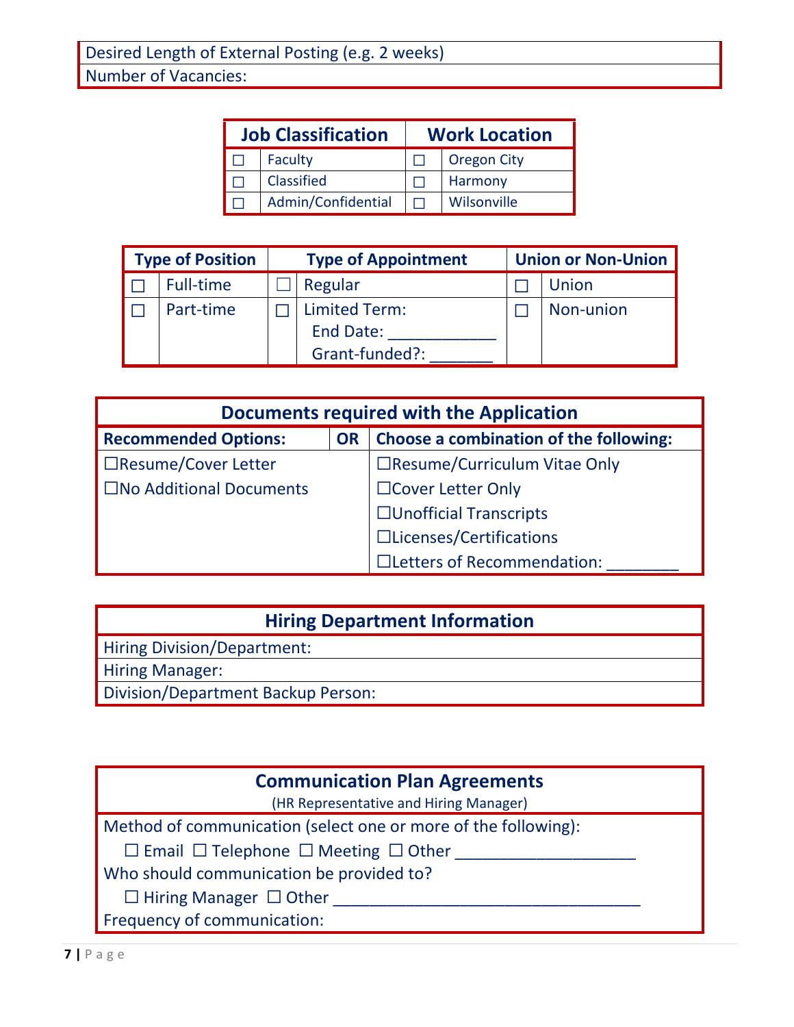| Desired Length of External Posting (e.g. 2 weeks) |
| --- |
| Number of Vacancies: |

| Job Classification | | Work Location | |
| --- | --- | --- | --- |
| ☐ | Faculty | ☐ | Oregon City |
| ☐ | Classified | ☐ | Harmony |
| ☐ | Admin/Confidential | ☐ | Wilsonville |

| Type of Position | | Type of Appointment | | Union or Non-Union | |
| --- | --- | --- | --- | --- | --- |
| ☐ | Full-time | ☐ | Regular | ☐ | Union |
| ☐ | Part-time | ☐ | Limited Term: End Date: ___________ Grant-funded?: _______ | ☐ | Non-union |

| Documents required with the Application | | |
| --- | --- | --- |
| **Recommended Options:** | **OR** | **Choose a combination of the following:** |
| ☐Resume/Cover Letter | | ☐Resume/Curriculum Vitae Only |
| ☐No Additional Documents | | ☐Cover Letter Only |
| | | ☐Unofficial Transcripts |
| | | ☐Licenses/Certifications |
| | | ☐Letters of Recommendation: ________ |

| Hiring Department Information |
| --- |
| Hiring Division/Department: |
| Hiring Manager: |
| Division/Department Backup Person: |

| Communication Plan Agreements (HR Representative and Hiring Manager) |
| --- |
| Method of communication (select one or more of the following): ☐ Email ☐ Telephone ☐ Meeting ☐ Other ____________________ |
| Who should communication be provided to? ☐ Hiring Manager ☐ Other ___________________________________ |
| Frequency of communication: |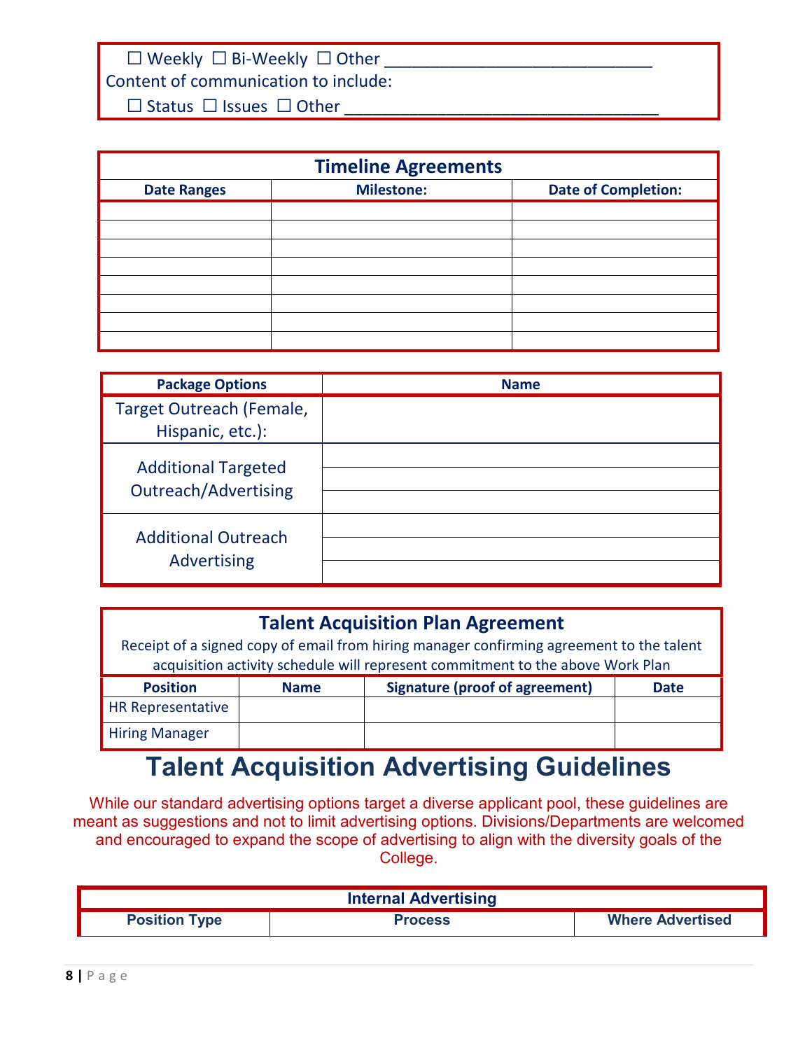☐ Weekly ☐ Bi-Weekly ☐ Other ____________________________

Content of communication to include:

☐ Status ☐ Issues ☐ Other __________________________________

| Timeline Agreements | | |
|---|---|---|
| **Date Ranges** | **Milestone:** | **Date of Completion:** |
| | | |
| | | |
| | | |
| | | |
| | | |
| | | |
| | | |
| | | |

| Package Options | Name |
|---|---|
| Target Outreach (Female, Hispanic, etc.): | |
| Additional Targeted Outreach/Advertising | |
| | |
| | |
| Additional Outreach Advertising | |
| | |
| | |

| Talent Acquisition Plan Agreement<br>Receipt of a signed copy of email from hiring manager confirming agreement to the talent acquisition activity schedule will represent commitment to the above Work Plan | | | |
|---|---|---|---|
| **Position** | **Name** | **Signature (proof of agreement)** | **Date** |
| HR Representative | | | |
| Hiring Manager | | | |

# Talent Acquisition Advertising Guidelines

While our standard advertising options target a diverse applicant pool, these guidelines are meant as suggestions and not to limit advertising options. Divisions/Departments are welcomed and encouraged to expand the scope of advertising to align with the diversity goals of the College.

| Internal Advertising | | |
|---|---|---|
| **Position Type** | **Process** | **Where Advertised** |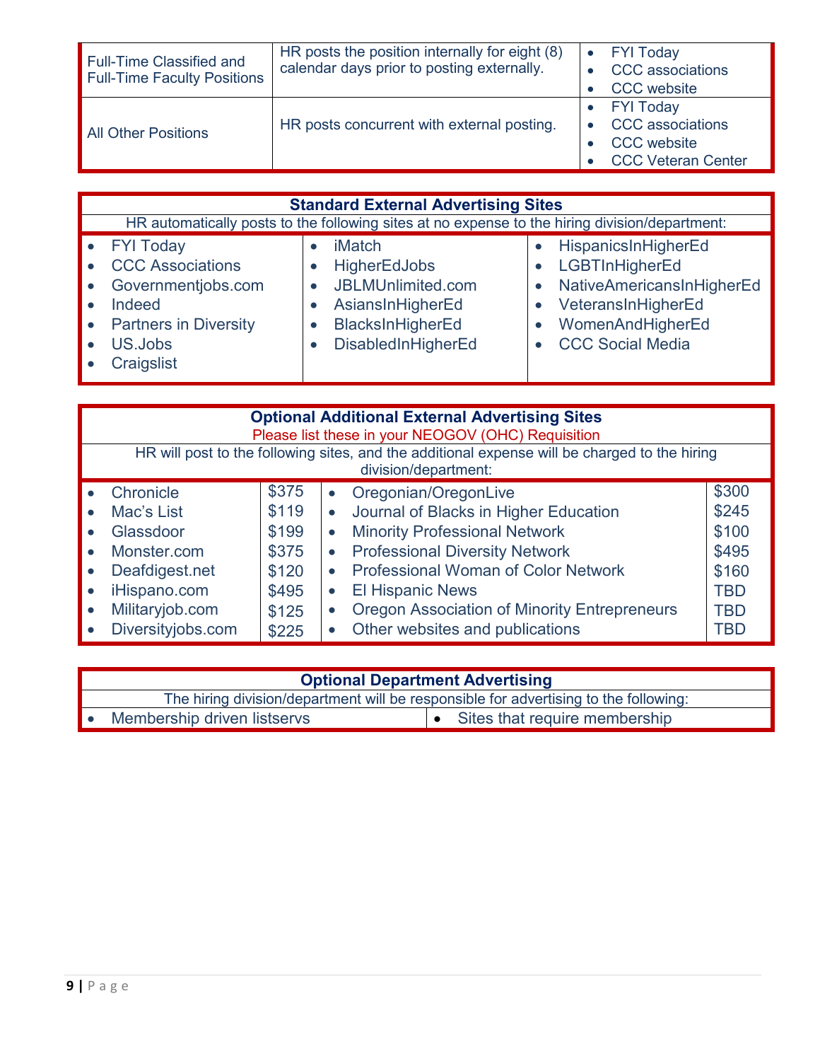| Full-Time Classified and Full-Time Faculty Positions | HR posts the position internally for eight (8) calendar days prior to posting externally. | • FYI Today<br>• CCC associations<br>• CCC website |
|---|---|---|
| All Other Positions | HR posts concurrent with external posting. | • FYI Today<br>• CCC associations<br>• CCC website<br>• CCC Veteran Center |

| **Standard External Advertising Sites** | | |
|---|---|---|
| HR automatically posts to the following sites at no expense to the hiring division/department: | | |
| • FYI Today<br>• CCC Associations<br>• Governmentjobs.com<br>• Indeed<br>• Partners in Diversity<br>• US.Jobs<br>• Craigslist | • iMatch<br>• HigherEdJobs<br>• JBLMUnlimited.com<br>• AsiansInHigherEd<br>• BlacksInHigherEd<br>• DisabledInHigherEd | • HispanicsInHigherEd<br>• LGBTInHigherEd<br>• NativeAmericansInHigherEd<br>• VeteransInHigherEd<br>• WomenAndHigherEd<br>• CCC Social Media |

| **Optional Additional External Advertising Sites**<br>Please list these in your NEOGOV (OHC) Requisition | | | |
|---|---|---|---|
| HR will post to the following sites, and the additional expense will be charged to the hiring division/department: | | | |
| • Chronicle | $375 | • Oregonian/OregonLive | $300 |
| • Mac's List | $119 | • Journal of Blacks in Higher Education | $245 |
| • Glassdoor | $199 | • Minority Professional Network | $100 |
| • Monster.com | $375 | • Professional Diversity Network | $495 |
| • Deafdigest.net | $120 | • Professional Woman of Color Network | $160 |
| • iHispano.com | $495 | • El Hispanic News | TBD |
| • Militaryjob.com | $125 | • Oregon Association of Minority Entrepreneurs | TBD |
| • Diversityjobs.com | $225 | • Other websites and publications | TBD |

| **Optional Department Advertising** | |
|---|---|
| The hiring division/department will be responsible for advertising to the following: | |
| • Membership driven listservs | • Sites that require membership |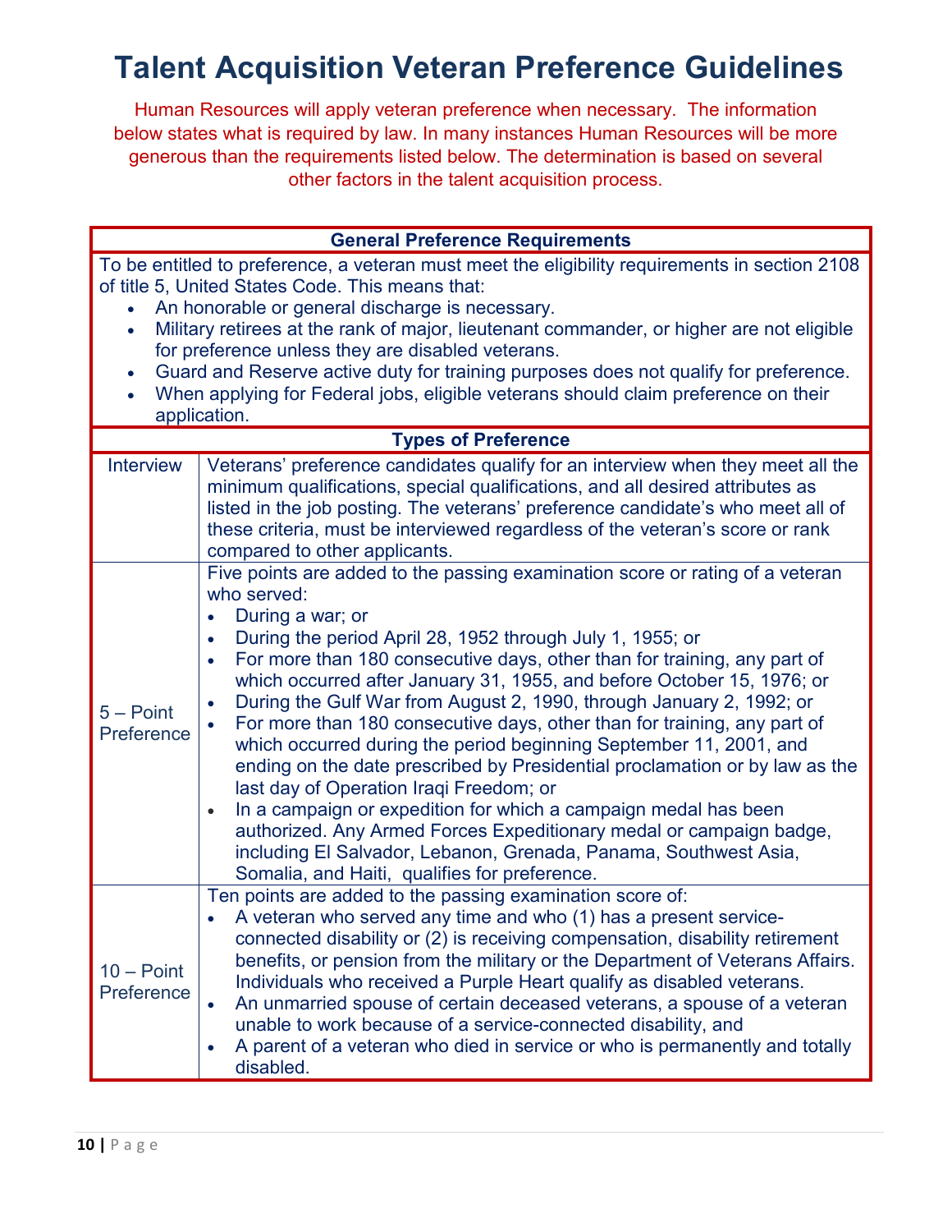# Talent Acquisition Veteran Preference Guidelines

Human Resources will apply veteran preference when necessary. The information below states what is required by law. In many instances Human Resources will be more generous than the requirements listed below. The determination is based on several other factors in the talent acquisition process.

| General Preference Requirements | |
|---|---|
| To be entitled to preference, a veteran must meet the eligibility requirements in section 2108 of title 5, United States Code. This means that:<br>• An honorable or general discharge is necessary.<br>• Military retirees at the rank of major, lieutenant commander, or higher are not eligible for preference unless they are disabled veterans.<br>• Guard and Reserve active duty for training purposes does not qualify for preference.<br>• When applying for Federal jobs, eligible veterans should claim preference on their application. | |
| **Types of Preference** | |
| Interview | Veterans' preference candidates qualify for an interview when they meet all the minimum qualifications, special qualifications, and all desired attributes as listed in the job posting. The veterans' preference candidate's who meet all of these criteria, must be interviewed regardless of the veteran's score or rank compared to other applicants. |
| 5 – Point Preference | Five points are added to the passing examination score or rating of a veteran who served:<br>• During a war; or<br>• During the period April 28, 1952 through July 1, 1955; or<br>• For more than 180 consecutive days, other than for training, any part of which occurred after January 31, 1955, and before October 15, 1976; or<br>• During the Gulf War from August 2, 1990, through January 2, 1992; or<br>• For more than 180 consecutive days, other than for training, any part of which occurred during the period beginning September 11, 2001, and ending on the date prescribed by Presidential proclamation or by law as the last day of Operation Iraqi Freedom; or<br>• In a campaign or expedition for which a campaign medal has been authorized. Any Armed Forces Expeditionary medal or campaign badge, including El Salvador, Lebanon, Grenada, Panama, Southwest Asia, Somalia, and Haiti, qualifies for preference. |
| 10 – Point Preference | Ten points are added to the passing examination score of:<br>• A veteran who served any time and who (1) has a present service-connected disability or (2) is receiving compensation, disability retirement benefits, or pension from the military or the Department of Veterans Affairs. Individuals who received a Purple Heart qualify as disabled veterans.<br>• An unmarried spouse of certain deceased veterans, a spouse of a veteran unable to work because of a service-connected disability, and<br>• A parent of a veteran who died in service or who is permanently and totally disabled. |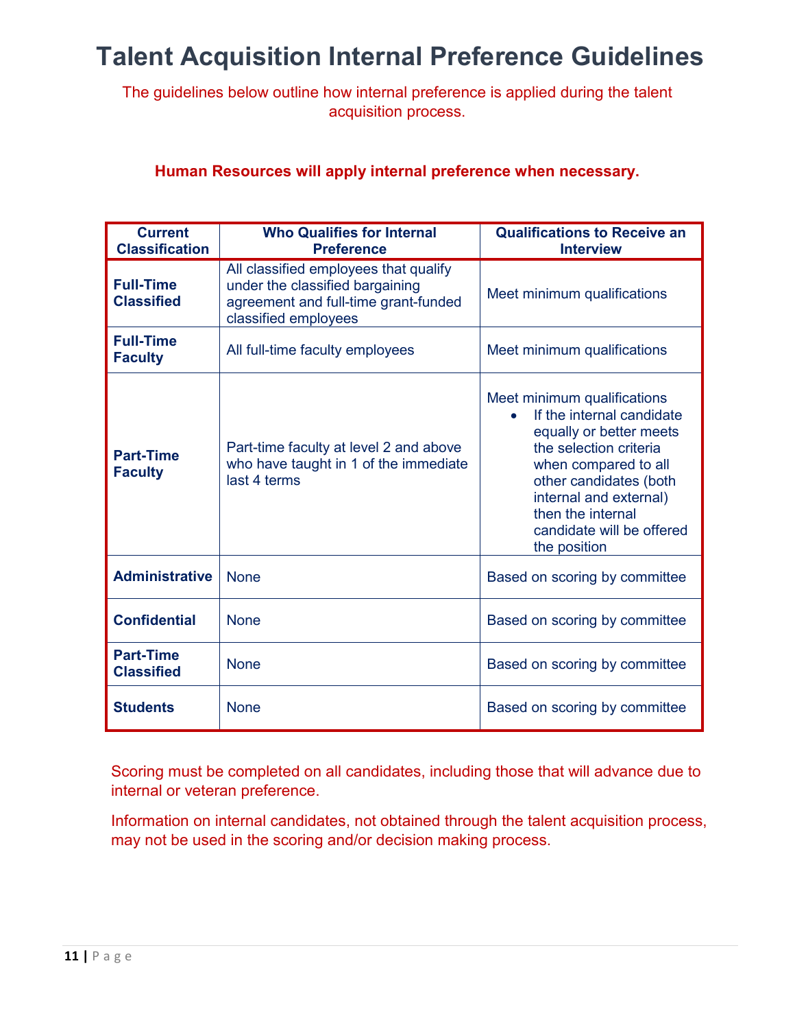# Talent Acquisition Internal Preference Guidelines

The guidelines below outline how internal preference is applied during the talent acquisition process.

**Human Resources will apply internal preference when necessary.**

| Current Classification | Who Qualifies for Internal Preference | Qualifications to Receive an Interview |
|---|---|---|
| **Full-Time Classified** | All classified employees that qualify under the classified bargaining agreement and full-time grant-funded classified employees | Meet minimum qualifications |
| **Full-Time Faculty** | All full-time faculty employees | Meet minimum qualifications |
| **Part-Time Faculty** | Part-time faculty at level 2 and above who have taught in 1 of the immediate last 4 terms | Meet minimum qualifications<br>• If the internal candidate equally or better meets the selection criteria when compared to all other candidates (both internal and external) then the internal candidate will be offered the position |
| **Administrative** | None | Based on scoring by committee |
| **Confidential** | None | Based on scoring by committee |
| **Part-Time Classified** | None | Based on scoring by committee |
| **Students** | None | Based on scoring by committee |

Scoring must be completed on all candidates, including those that will advance due to internal or veteran preference.

Information on internal candidates, not obtained through the talent acquisition process, may not be used in the scoring and/or decision making process.